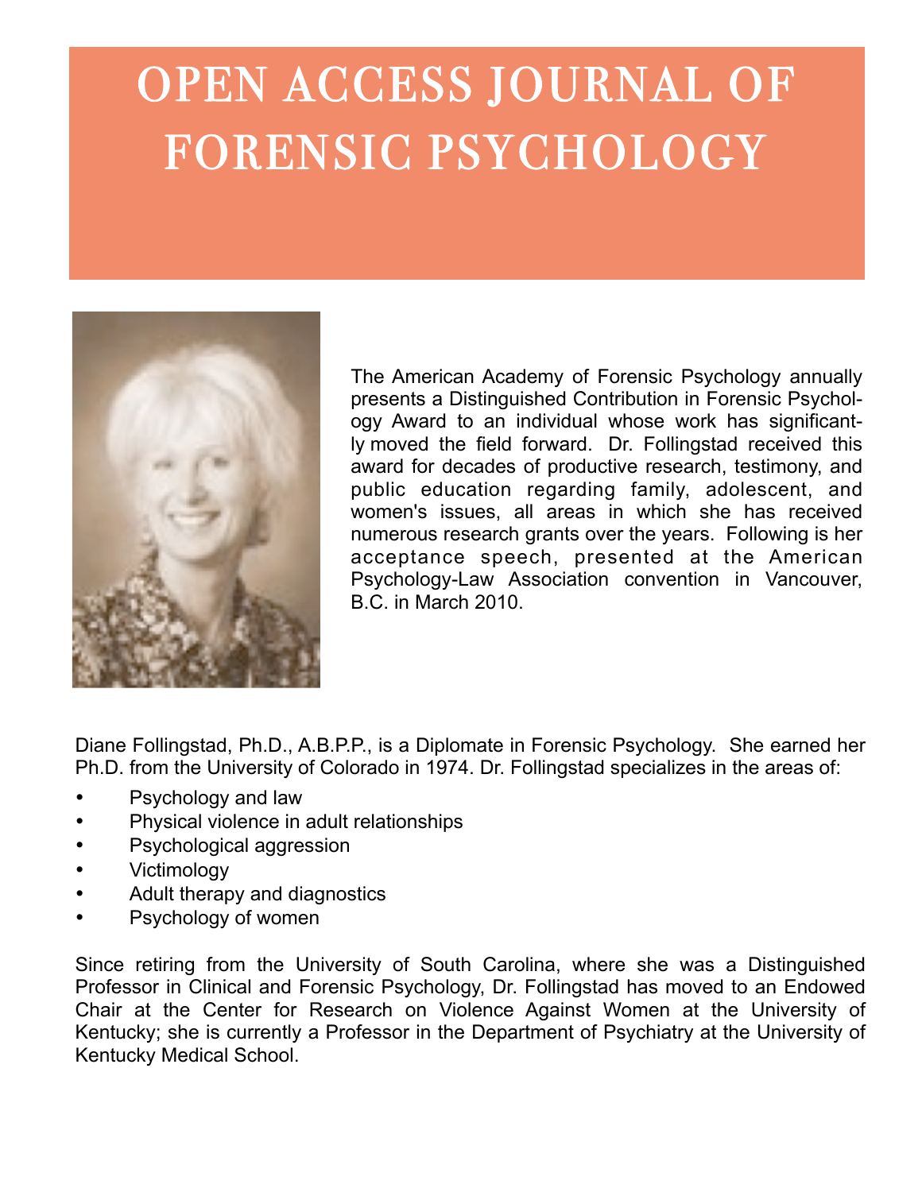# OPEN ACCESS JOURNAL OF FORENSIC PSYCHOLOGY

The American Academy of Forensic Psychology annually presents a Distinguished Contribution in Forensic Psychology Award to an individual whose work has significantly moved the field forward. Dr. Follingstad received this award for decades of productive research, testimony, and public education regarding family, adolescent, and women's issues, all areas in which she has received numerous research grants over the years. Following is her acceptance speech, presented at the American Psychology-Law Association convention in Vancouver, B.C. in March 2010.

Diane Follingstad, Ph.D., A.B.P.P., is a Diplomate in Forensic Psychology. She earned her Ph.D. from the University of Colorado in 1974. Dr. Follingstad specializes in the areas of:

- Psychology and law
- Physical violence in adult relationships
- Psychological aggression
- Victimology
- Adult therapy and diagnostics
- Psychology of women

Since retiring from the University of South Carolina, where she was a Distinguished Professor in Clinical and Forensic Psychology, Dr. Follingstad has moved to an Endowed Chair at the Center for Research on Violence Against Women at the University of Kentucky; she is currently a Professor in the Department of Psychiatry at the University of Kentucky Medical School.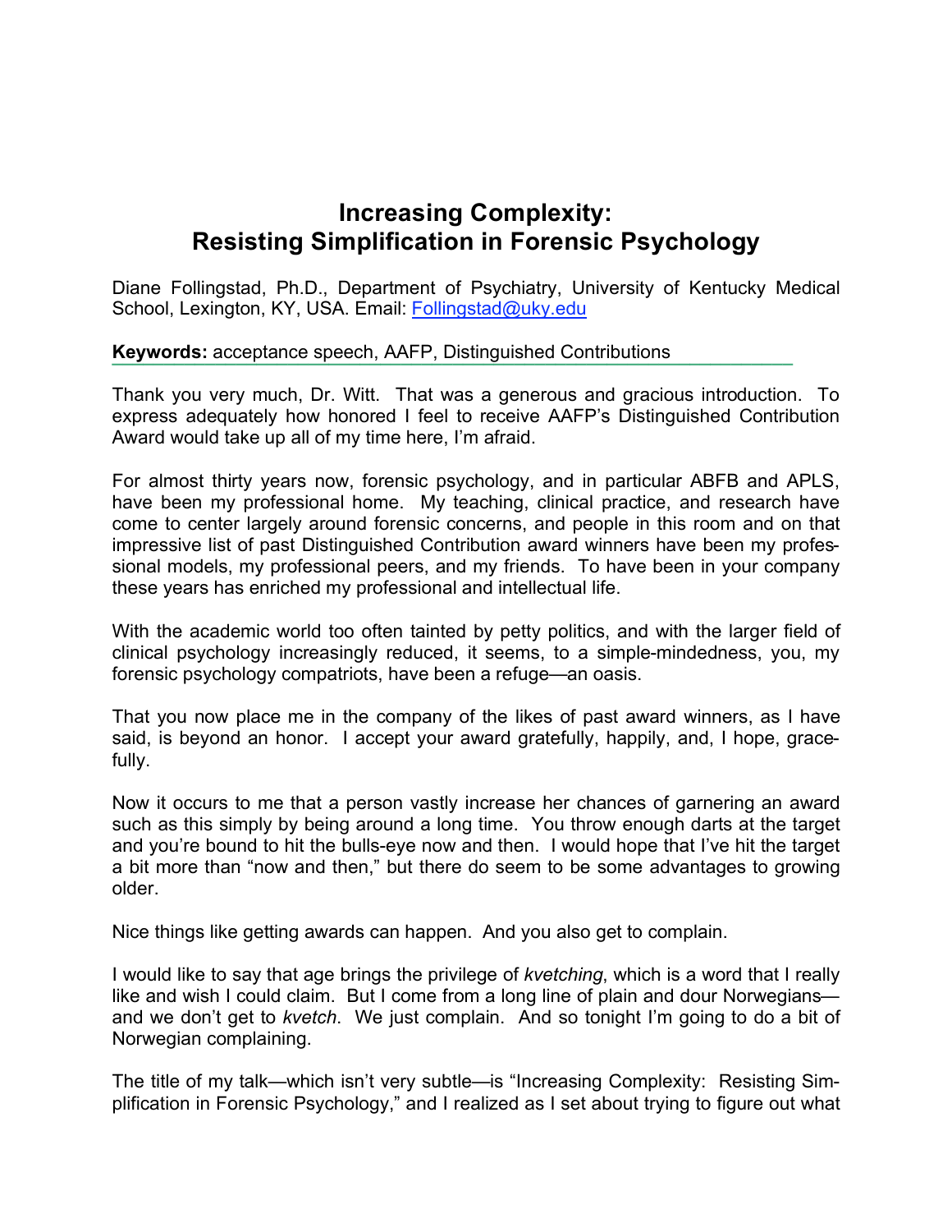# Increasing Complexity: Resisting Simplification in Forensic Psychology

Diane Follingstad, Ph.D., Department of Psychiatry, University of Kentucky Medical School, Lexington, KY, USA. Email: Follingstad@uky.edu

**Keywords:** acceptance speech, AAFP, Distinguished Contributions

Thank you very much, Dr. Witt. That was a generous and gracious introduction. To express adequately how honored I feel to receive AAFP's Distinguished Contribution Award would take up all of my time here, I'm afraid.

For almost thirty years now, forensic psychology, and in particular ABFB and APLS, have been my professional home. My teaching, clinical practice, and research have come to center largely around forensic concerns, and people in this room and on that impressive list of past Distinguished Contribution award winners have been my professional models, my professional peers, and my friends. To have been in your company these years has enriched my professional and intellectual life.

With the academic world too often tainted by petty politics, and with the larger field of clinical psychology increasingly reduced, it seems, to a simple-mindedness, you, my forensic psychology compatriots, have been a refuge—an oasis.

That you now place me in the company of the likes of past award winners, as I have said, is beyond an honor. I accept your award gratefully, happily, and, I hope, gracefully.

Now it occurs to me that a person vastly increase her chances of garnering an award such as this simply by being around a long time. You throw enough darts at the target and you're bound to hit the bulls-eye now and then. I would hope that I've hit the target a bit more than "now and then," but there do seem to be some advantages to growing older.

Nice things like getting awards can happen. And you also get to complain.

I would like to say that age brings the privilege of *kvetching*, which is a word that I really like and wish I could claim. But I come from a long line of plain and dour Norwegians—and we don't get to *kvetch*. We just complain. And so tonight I'm going to do a bit of Norwegian complaining.

The title of my talk—which isn't very subtle—is "Increasing Complexity: Resisting Simplification in Forensic Psychology," and I realized as I set about trying to figure out what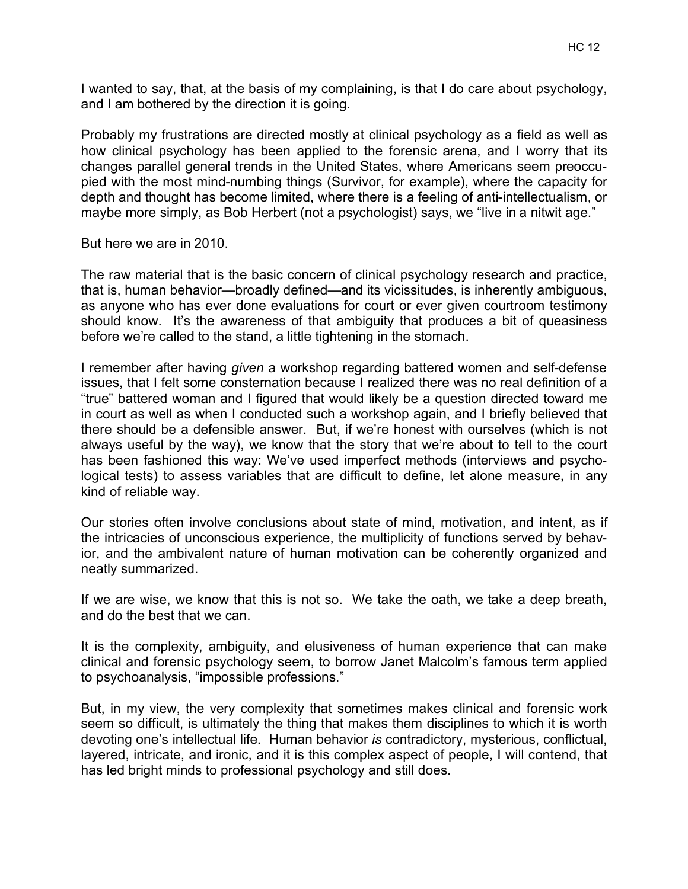I wanted to say, that, at the basis of my complaining, is that I do care about psychology, and I am bothered by the direction it is going.

Probably my frustrations are directed mostly at clinical psychology as a field as well as how clinical psychology has been applied to the forensic arena, and I worry that its changes parallel general trends in the United States, where Americans seem preoccupied with the most mind-numbing things (Survivor, for example), where the capacity for depth and thought has become limited, where there is a feeling of anti-intellectualism, or maybe more simply, as Bob Herbert (not a psychologist) says, we "live in a nitwit age."

But here we are in 2010.

The raw material that is the basic concern of clinical psychology research and practice, that is, human behavior—broadly defined—and its vicissitudes, is inherently ambiguous, as anyone who has ever done evaluations for court or ever given courtroom testimony should know. It's the awareness of that ambiguity that produces a bit of queasiness before we're called to the stand, a little tightening in the stomach.

I remember after having *given* a workshop regarding battered women and self-defense issues, that I felt some consternation because I realized there was no real definition of a "true" battered woman and I figured that would likely be a question directed toward me in court as well as when I conducted such a workshop again, and I briefly believed that there should be a defensible answer. But, if we're honest with ourselves (which is not always useful by the way), we know that the story that we're about to tell to the court has been fashioned this way: We've used imperfect methods (interviews and psychological tests) to assess variables that are difficult to define, let alone measure, in any kind of reliable way.

Our stories often involve conclusions about state of mind, motivation, and intent, as if the intricacies of unconscious experience, the multiplicity of functions served by behavior, and the ambivalent nature of human motivation can be coherently organized and neatly summarized.

If we are wise, we know that this is not so. We take the oath, we take a deep breath, and do the best that we can.

It is the complexity, ambiguity, and elusiveness of human experience that can make clinical and forensic psychology seem, to borrow Janet Malcolm's famous term applied to psychoanalysis, "impossible professions."

But, in my view, the very complexity that sometimes makes clinical and forensic work seem so difficult, is ultimately the thing that makes them disciplines to which it is worth devoting one's intellectual life. Human behavior *is* contradictory, mysterious, conflictual, layered, intricate, and ironic, and it is this complex aspect of people, I will contend, that has led bright minds to professional psychology and still does.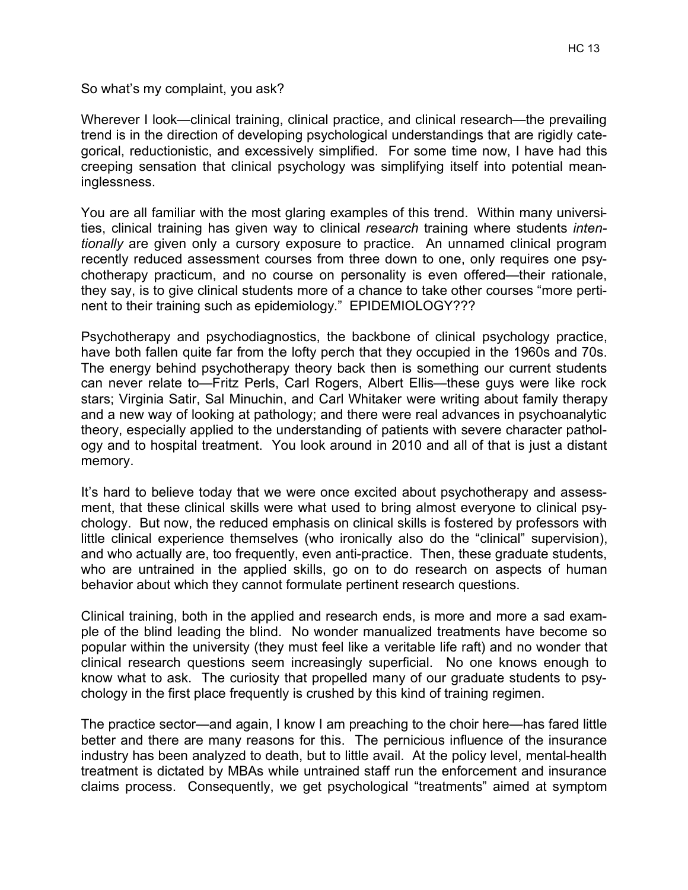So what's my complaint, you ask?

Wherever I look—clinical training, clinical practice, and clinical research—the prevailing trend is in the direction of developing psychological understandings that are rigidly categorical, reductionistic, and excessively simplified. For some time now, I have had this creeping sensation that clinical psychology was simplifying itself into potential meaninglessness.

You are all familiar with the most glaring examples of this trend. Within many universities, clinical training has given way to clinical *research* training where students *intentionally* are given only a cursory exposure to practice. An unnamed clinical program recently reduced assessment courses from three down to one, only requires one psychotherapy practicum, and no course on personality is even offered—their rationale, they say, is to give clinical students more of a chance to take other courses "more pertinent to their training such as epidemiology." EPIDEMIOLOGY???

Psychotherapy and psychodiagnostics, the backbone of clinical psychology practice, have both fallen quite far from the lofty perch that they occupied in the 1960s and 70s. The energy behind psychotherapy theory back then is something our current students can never relate to—Fritz Perls, Carl Rogers, Albert Ellis—these guys were like rock stars; Virginia Satir, Sal Minuchin, and Carl Whitaker were writing about family therapy and a new way of looking at pathology; and there were real advances in psychoanalytic theory, especially applied to the understanding of patients with severe character pathology and to hospital treatment. You look around in 2010 and all of that is just a distant memory.

It's hard to believe today that we were once excited about psychotherapy and assessment, that these clinical skills were what used to bring almost everyone to clinical psychology. But now, the reduced emphasis on clinical skills is fostered by professors with little clinical experience themselves (who ironically also do the "clinical" supervision), and who actually are, too frequently, even anti-practice. Then, these graduate students, who are untrained in the applied skills, go on to do research on aspects of human behavior about which they cannot formulate pertinent research questions.

Clinical training, both in the applied and research ends, is more and more a sad example of the blind leading the blind. No wonder manualized treatments have become so popular within the university (they must feel like a veritable life raft) and no wonder that clinical research questions seem increasingly superficial. No one knows enough to know what to ask. The curiosity that propelled many of our graduate students to psychology in the first place frequently is crushed by this kind of training regimen.

The practice sector—and again, I know I am preaching to the choir here—has fared little better and there are many reasons for this. The pernicious influence of the insurance industry has been analyzed to death, but to little avail. At the policy level, mental-health treatment is dictated by MBAs while untrained staff run the enforcement and insurance claims process. Consequently, we get psychological "treatments" aimed at symptom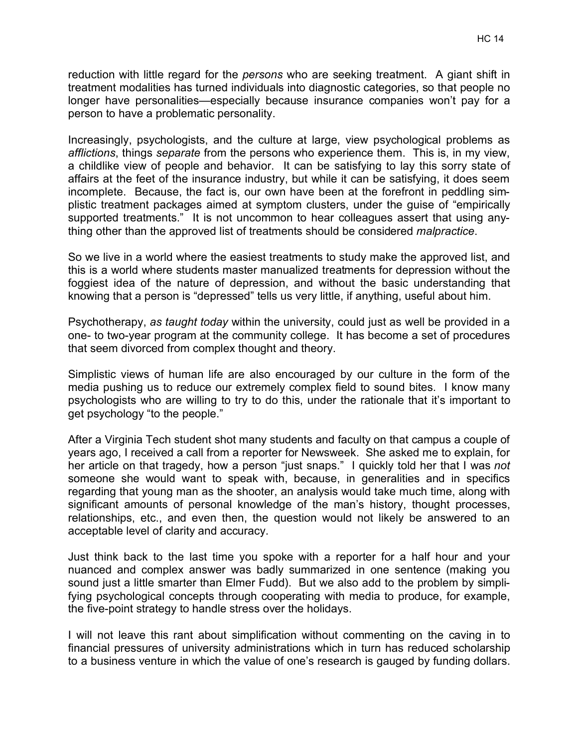reduction with little regard for the *persons* who are seeking treatment. A giant shift in treatment modalities has turned individuals into diagnostic categories, so that people no longer have personalities—especially because insurance companies won't pay for a person to have a problematic personality.

Increasingly, psychologists, and the culture at large, view psychological problems as *afflictions*, things *separate* from the persons who experience them. This is, in my view, a childlike view of people and behavior. It can be satisfying to lay this sorry state of affairs at the feet of the insurance industry, but while it can be satisfying, it does seem incomplete. Because, the fact is, our own have been at the forefront in peddling simplistic treatment packages aimed at symptom clusters, under the guise of "empirically supported treatments." It is not uncommon to hear colleagues assert that using anything other than the approved list of treatments should be considered *malpractice*.

So we live in a world where the easiest treatments to study make the approved list, and this is a world where students master manualized treatments for depression without the foggiest idea of the nature of depression, and without the basic understanding that knowing that a person is "depressed" tells us very little, if anything, useful about him.

Psychotherapy, *as taught today* within the university, could just as well be provided in a one- to two-year program at the community college. It has become a set of procedures that seem divorced from complex thought and theory.

Simplistic views of human life are also encouraged by our culture in the form of the media pushing us to reduce our extremely complex field to sound bites. I know many psychologists who are willing to try to do this, under the rationale that it's important to get psychology "to the people."

After a Virginia Tech student shot many students and faculty on that campus a couple of years ago, I received a call from a reporter for Newsweek. She asked me to explain, for her article on that tragedy, how a person "just snaps." I quickly told her that I was *not* someone she would want to speak with, because, in generalities and in specifics regarding that young man as the shooter, an analysis would take much time, along with significant amounts of personal knowledge of the man's history, thought processes, relationships, etc., and even then, the question would not likely be answered to an acceptable level of clarity and accuracy.

Just think back to the last time you spoke with a reporter for a half hour and your nuanced and complex answer was badly summarized in one sentence (making you sound just a little smarter than Elmer Fudd). But we also add to the problem by simplifying psychological concepts through cooperating with media to produce, for example, the five-point strategy to handle stress over the holidays.

I will not leave this rant about simplification without commenting on the caving in to financial pressures of university administrations which in turn has reduced scholarship to a business venture in which the value of one's research is gauged by funding dollars.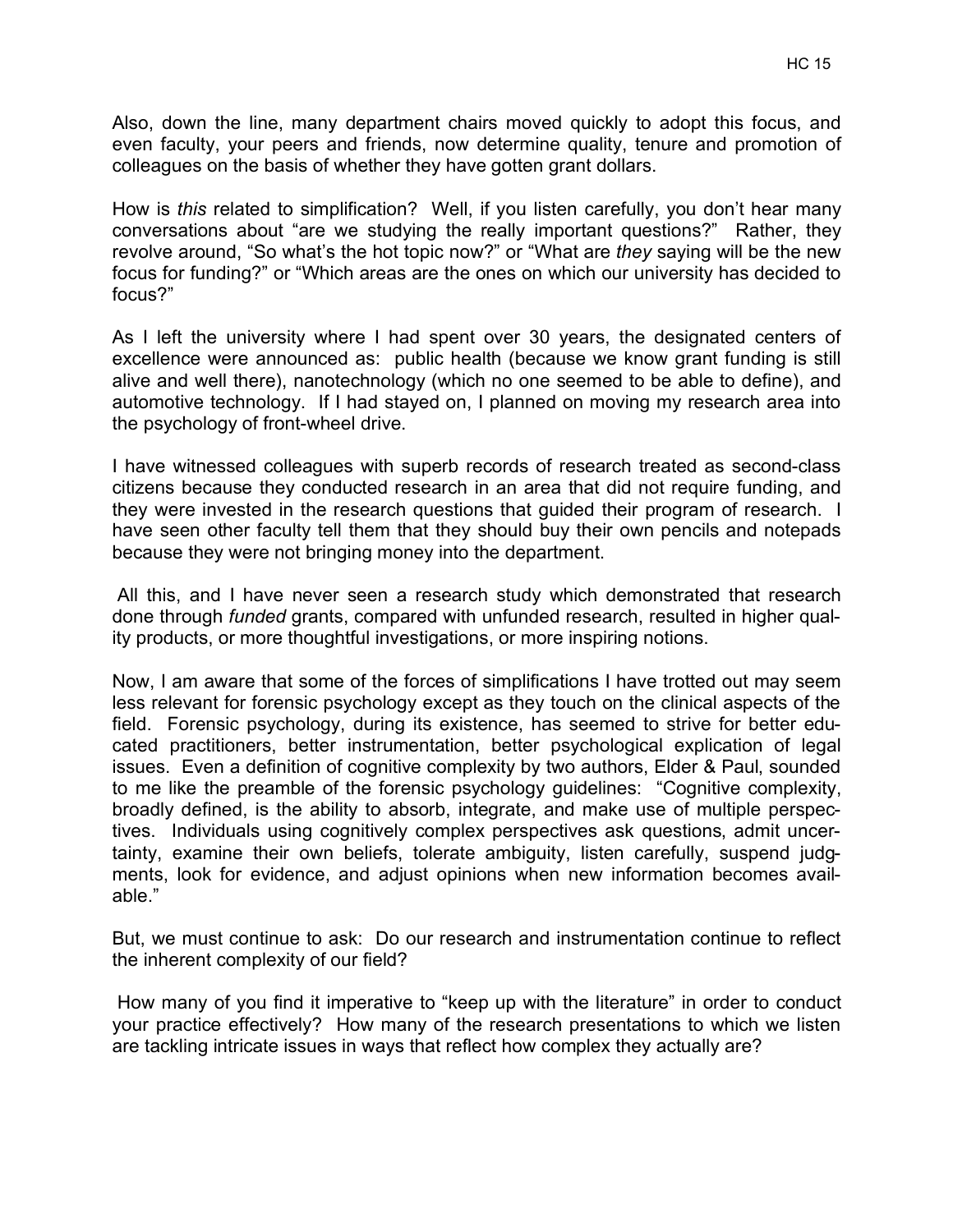Also, down the line, many department chairs moved quickly to adopt this focus, and even faculty, your peers and friends, now determine quality, tenure and promotion of colleagues on the basis of whether they have gotten grant dollars.

How is *this* related to simplification? Well, if you listen carefully, you don't hear many conversations about "are we studying the really important questions?" Rather, they revolve around, "So what's the hot topic now?" or "What are *they* saying will be the new focus for funding?" or "Which areas are the ones on which our university has decided to focus?"

As I left the university where I had spent over 30 years, the designated centers of excellence were announced as: public health (because we know grant funding is still alive and well there), nanotechnology (which no one seemed to be able to define), and automotive technology. If I had stayed on, I planned on moving my research area into the psychology of front-wheel drive.

I have witnessed colleagues with superb records of research treated as second-class citizens because they conducted research in an area that did not require funding, and they were invested in the research questions that guided their program of research. I have seen other faculty tell them that they should buy their own pencils and notepads because they were not bringing money into the department.

All this, and I have never seen a research study which demonstrated that research done through *funded* grants, compared with unfunded research, resulted in higher quality products, or more thoughtful investigations, or more inspiring notions.

Now, I am aware that some of the forces of simplifications I have trotted out may seem less relevant for forensic psychology except as they touch on the clinical aspects of the field. Forensic psychology, during its existence, has seemed to strive for better educated practitioners, better instrumentation, better psychological explication of legal issues. Even a definition of cognitive complexity by two authors, Elder & Paul, sounded to me like the preamble of the forensic psychology guidelines: "Cognitive complexity, broadly defined, is the ability to absorb, integrate, and make use of multiple perspectives. Individuals using cognitively complex perspectives ask questions, admit uncertainty, examine their own beliefs, tolerate ambiguity, listen carefully, suspend judgments, look for evidence, and adjust opinions when new information becomes available."

But, we must continue to ask: Do our research and instrumentation continue to reflect the inherent complexity of our field?

How many of you find it imperative to "keep up with the literature" in order to conduct your practice effectively? How many of the research presentations to which we listen are tackling intricate issues in ways that reflect how complex they actually are?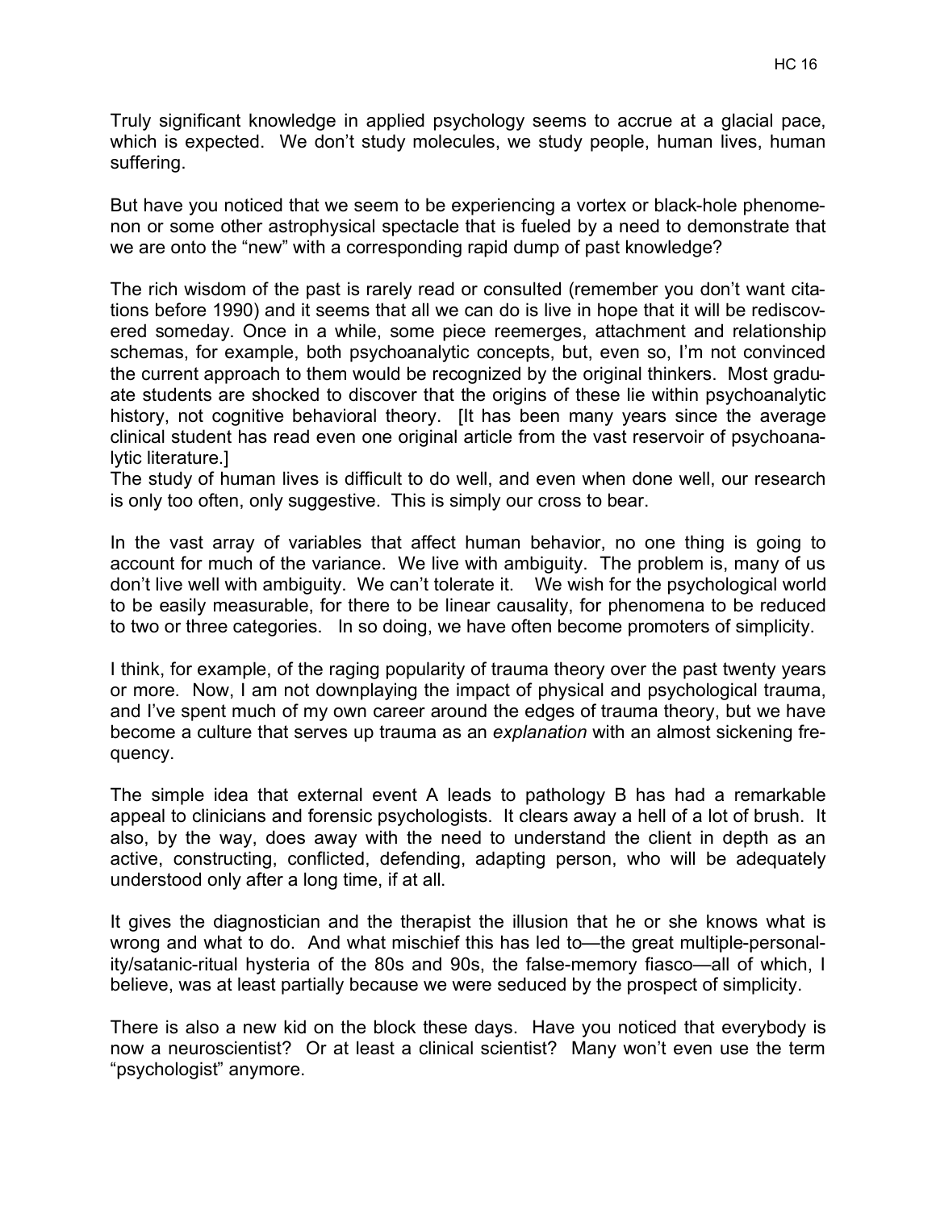Truly significant knowledge in applied psychology seems to accrue at a glacial pace, which is expected. We don't study molecules, we study people, human lives, human suffering.

But have you noticed that we seem to be experiencing a vortex or black-hole phenomenon or some other astrophysical spectacle that is fueled by a need to demonstrate that we are onto the "new" with a corresponding rapid dump of past knowledge?

The rich wisdom of the past is rarely read or consulted (remember you don't want citations before 1990) and it seems that all we can do is live in hope that it will be rediscovered someday. Once in a while, some piece reemerges, attachment and relationship schemas, for example, both psychoanalytic concepts, but, even so, I'm not convinced the current approach to them would be recognized by the original thinkers. Most graduate students are shocked to discover that the origins of these lie within psychoanalytic history, not cognitive behavioral theory. [It has been many years since the average clinical student has read even one original article from the vast reservoir of psychoanalytic literature.]

The study of human lives is difficult to do well, and even when done well, our research is only too often, only suggestive. This is simply our cross to bear.

In the vast array of variables that affect human behavior, no one thing is going to account for much of the variance. We live with ambiguity. The problem is, many of us don't live well with ambiguity. We can't tolerate it. We wish for the psychological world to be easily measurable, for there to be linear causality, for phenomena to be reduced to two or three categories. In so doing, we have often become promoters of simplicity.

I think, for example, of the raging popularity of trauma theory over the past twenty years or more. Now, I am not downplaying the impact of physical and psychological trauma, and I've spent much of my own career around the edges of trauma theory, but we have become a culture that serves up trauma as an *explanation* with an almost sickening frequency.

The simple idea that external event A leads to pathology B has had a remarkable appeal to clinicians and forensic psychologists. It clears away a hell of a lot of brush. It also, by the way, does away with the need to understand the client in depth as an active, constructing, conflicted, defending, adapting person, who will be adequately understood only after a long time, if at all.

It gives the diagnostician and the therapist the illusion that he or she knows what is wrong and what to do. And what mischief this has led to—the great multiple-personality/satanic-ritual hysteria of the 80s and 90s, the false-memory fiasco—all of which, I believe, was at least partially because we were seduced by the prospect of simplicity.

There is also a new kid on the block these days. Have you noticed that everybody is now a neuroscientist? Or at least a clinical scientist? Many won't even use the term "psychologist" anymore.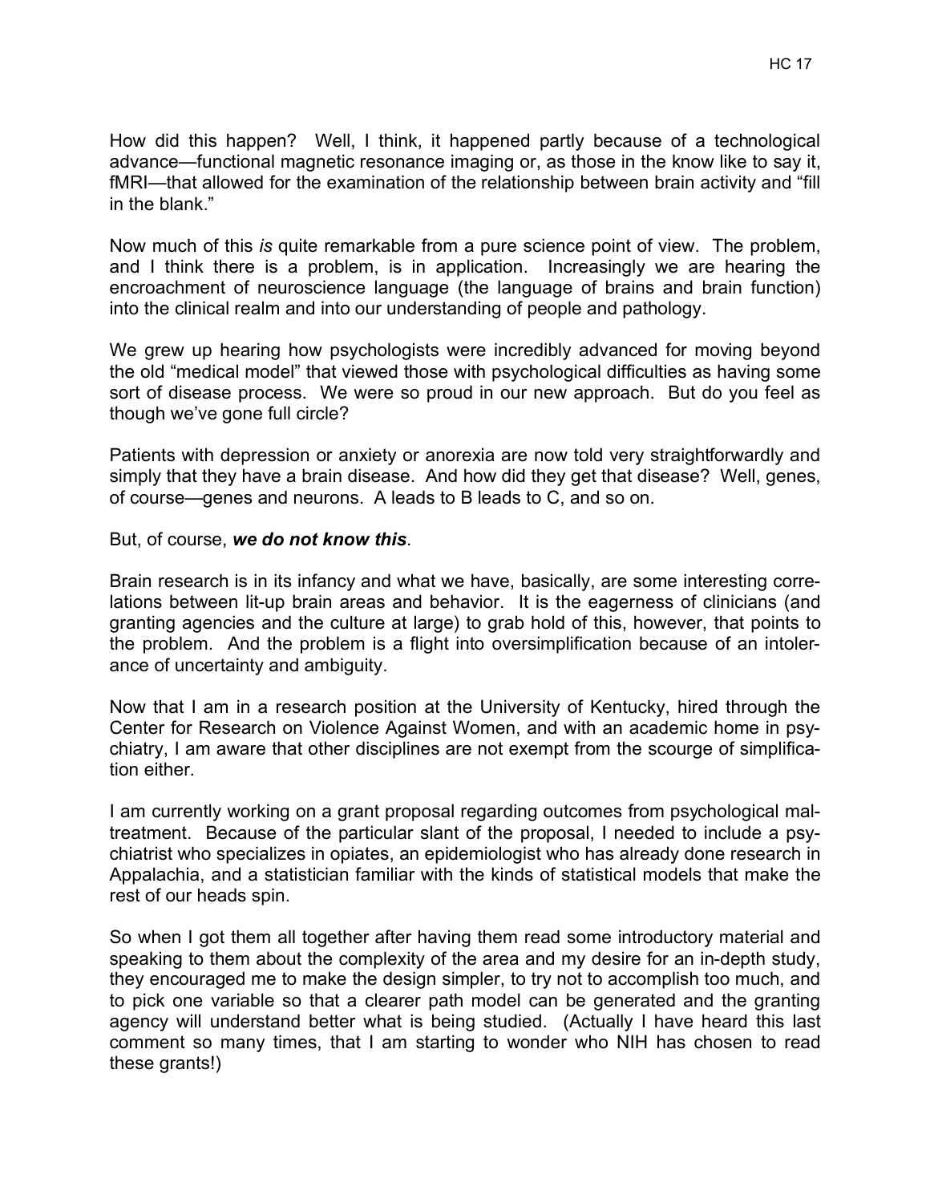How did this happen? Well, I think, it happened partly because of a technological advance—functional magnetic resonance imaging or, as those in the know like to say it, fMRI—that allowed for the examination of the relationship between brain activity and "fill in the blank."

Now much of this *is* quite remarkable from a pure science point of view. The problem, and I think there is a problem, is in application. Increasingly we are hearing the encroachment of neuroscience language (the language of brains and brain function) into the clinical realm and into our understanding of people and pathology.

We grew up hearing how psychologists were incredibly advanced for moving beyond the old "medical model" that viewed those with psychological difficulties as having some sort of disease process. We were so proud in our new approach. But do you feel as though we've gone full circle?

Patients with depression or anxiety or anorexia are now told very straightforwardly and simply that they have a brain disease. And how did they get that disease? Well, genes, of course—genes and neurons. A leads to B leads to C, and so on.

But, of course, ***we do not know this***.

Brain research is in its infancy and what we have, basically, are some interesting correlations between lit-up brain areas and behavior. It is the eagerness of clinicians (and granting agencies and the culture at large) to grab hold of this, however, that points to the problem. And the problem is a flight into oversimplification because of an intolerance of uncertainty and ambiguity.

Now that I am in a research position at the University of Kentucky, hired through the Center for Research on Violence Against Women, and with an academic home in psychiatry, I am aware that other disciplines are not exempt from the scourge of simplification either.

I am currently working on a grant proposal regarding outcomes from psychological maltreatment. Because of the particular slant of the proposal, I needed to include a psychiatrist who specializes in opiates, an epidemiologist who has already done research in Appalachia, and a statistician familiar with the kinds of statistical models that make the rest of our heads spin.

So when I got them all together after having them read some introductory material and speaking to them about the complexity of the area and my desire for an in-depth study, they encouraged me to make the design simpler, to try not to accomplish too much, and to pick one variable so that a clearer path model can be generated and the granting agency will understand better what is being studied. (Actually I have heard this last comment so many times, that I am starting to wonder who NIH has chosen to read these grants!)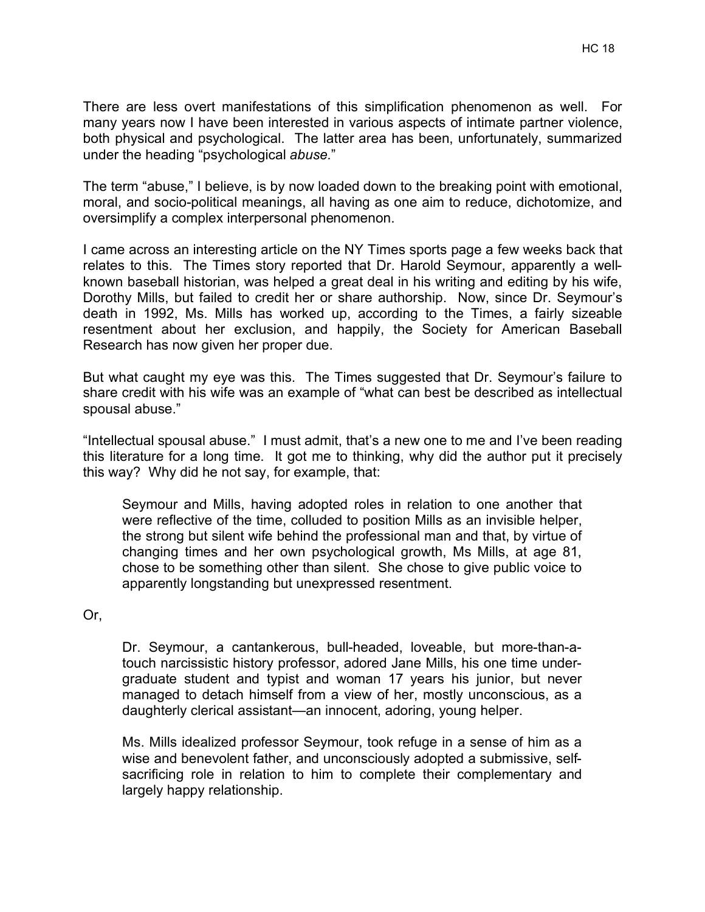There are less overt manifestations of this simplification phenomenon as well. For many years now I have been interested in various aspects of intimate partner violence, both physical and psychological. The latter area has been, unfortunately, summarized under the heading "psychological *abuse*."

The term "abuse," I believe, is by now loaded down to the breaking point with emotional, moral, and socio-political meanings, all having as one aim to reduce, dichotomize, and oversimplify a complex interpersonal phenomenon.

I came across an interesting article on the NY Times sports page a few weeks back that relates to this. The Times story reported that Dr. Harold Seymour, apparently a well-known baseball historian, was helped a great deal in his writing and editing by his wife, Dorothy Mills, but failed to credit her or share authorship. Now, since Dr. Seymour's death in 1992, Ms. Mills has worked up, according to the Times, a fairly sizeable resentment about her exclusion, and happily, the Society for American Baseball Research has now given her proper due.

But what caught my eye was this. The Times suggested that Dr. Seymour's failure to share credit with his wife was an example of "what can best be described as intellectual spousal abuse."

"Intellectual spousal abuse." I must admit, that's a new one to me and I've been reading this literature for a long time. It got me to thinking, why did the author put it precisely this way? Why did he not say, for example, that:

> Seymour and Mills, having adopted roles in relation to one another that were reflective of the time, colluded to position Mills as an invisible helper, the strong but silent wife behind the professional man and that, by virtue of changing times and her own psychological growth, Ms Mills, at age 81, chose to be something other than silent. She chose to give public voice to apparently longstanding but unexpressed resentment.

Or,

> Dr. Seymour, a cantankerous, bull-headed, loveable, but more-than-a-touch narcissistic history professor, adored Jane Mills, his one time under-graduate student and typist and woman 17 years his junior, but never managed to detach himself from a view of her, mostly unconscious, as a daughterly clerical assistant—an innocent, adoring, young helper.
>
> Ms. Mills idealized professor Seymour, took refuge in a sense of him as a wise and benevolent father, and unconsciously adopted a submissive, self-sacrificing role in relation to him to complete their complementary and largely happy relationship.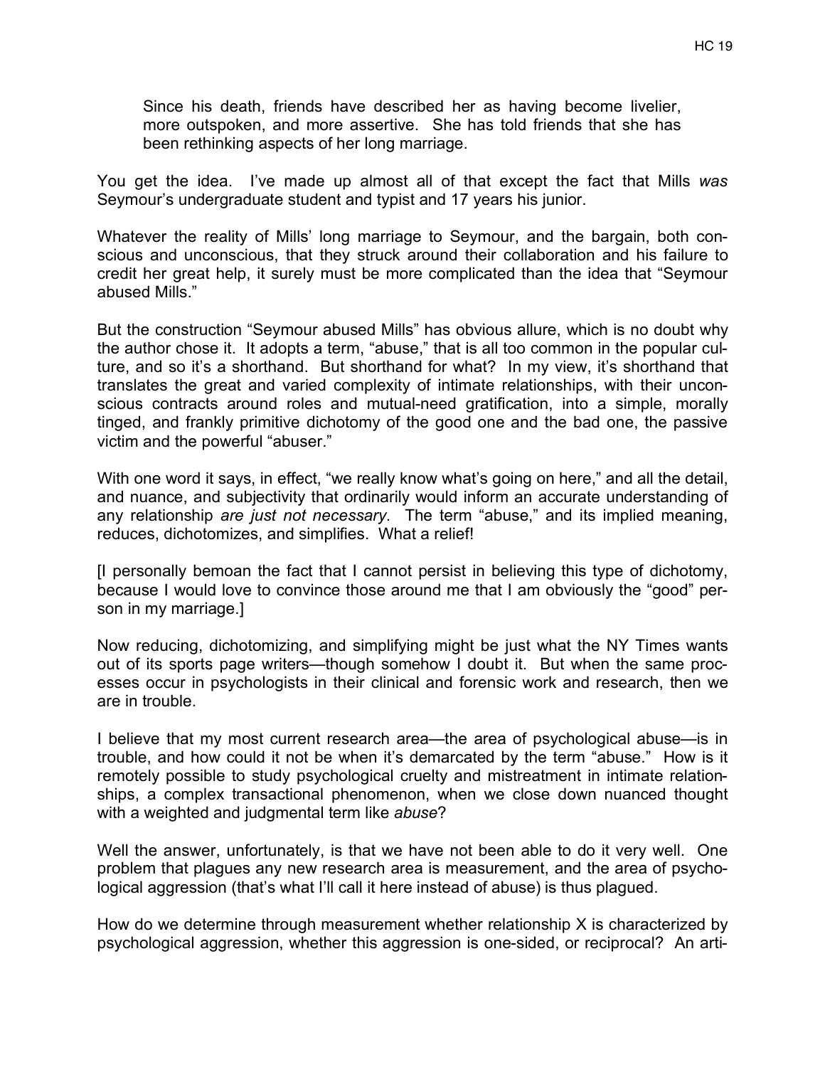> Since his death, friends have described her as having become livelier, more outspoken, and more assertive. She has told friends that she has been rethinking aspects of her long marriage.

You get the idea. I've made up almost all of that except the fact that Mills *was* Seymour's undergraduate student and typist and 17 years his junior.

Whatever the reality of Mills' long marriage to Seymour, and the bargain, both conscious and unconscious, that they struck around their collaboration and his failure to credit her great help, it surely must be more complicated than the idea that "Seymour abused Mills."

But the construction "Seymour abused Mills" has obvious allure, which is no doubt why the author chose it. It adopts a term, "abuse," that is all too common in the popular culture, and so it's a shorthand. But shorthand for what? In my view, it's shorthand that translates the great and varied complexity of intimate relationships, with their unconscious contracts around roles and mutual-need gratification, into a simple, morally tinged, and frankly primitive dichotomy of the good one and the bad one, the passive victim and the powerful "abuser."

With one word it says, in effect, "we really know what's going on here," and all the detail, and nuance, and subjectivity that ordinarily would inform an accurate understanding of any relationship *are just not necessary*. The term "abuse," and its implied meaning, reduces, dichotomizes, and simplifies. What a relief!

[I personally bemoan the fact that I cannot persist in believing this type of dichotomy, because I would love to convince those around me that I am obviously the "good" person in my marriage.]

Now reducing, dichotomizing, and simplifying might be just what the NY Times wants out of its sports page writers—though somehow I doubt it. But when the same processes occur in psychologists in their clinical and forensic work and research, then we are in trouble.

I believe that my most current research area—the area of psychological abuse—is in trouble, and how could it not be when it's demarcated by the term "abuse." How is it remotely possible to study psychological cruelty and mistreatment in intimate relationships, a complex transactional phenomenon, when we close down nuanced thought with a weighted and judgmental term like *abuse*?

Well the answer, unfortunately, is that we have not been able to do it very well. One problem that plagues any new research area is measurement, and the area of psychological aggression (that's what I'll call it here instead of abuse) is thus plagued.

How do we determine through measurement whether relationship X is characterized by psychological aggression, whether this aggression is one-sided, or reciprocal? An arti-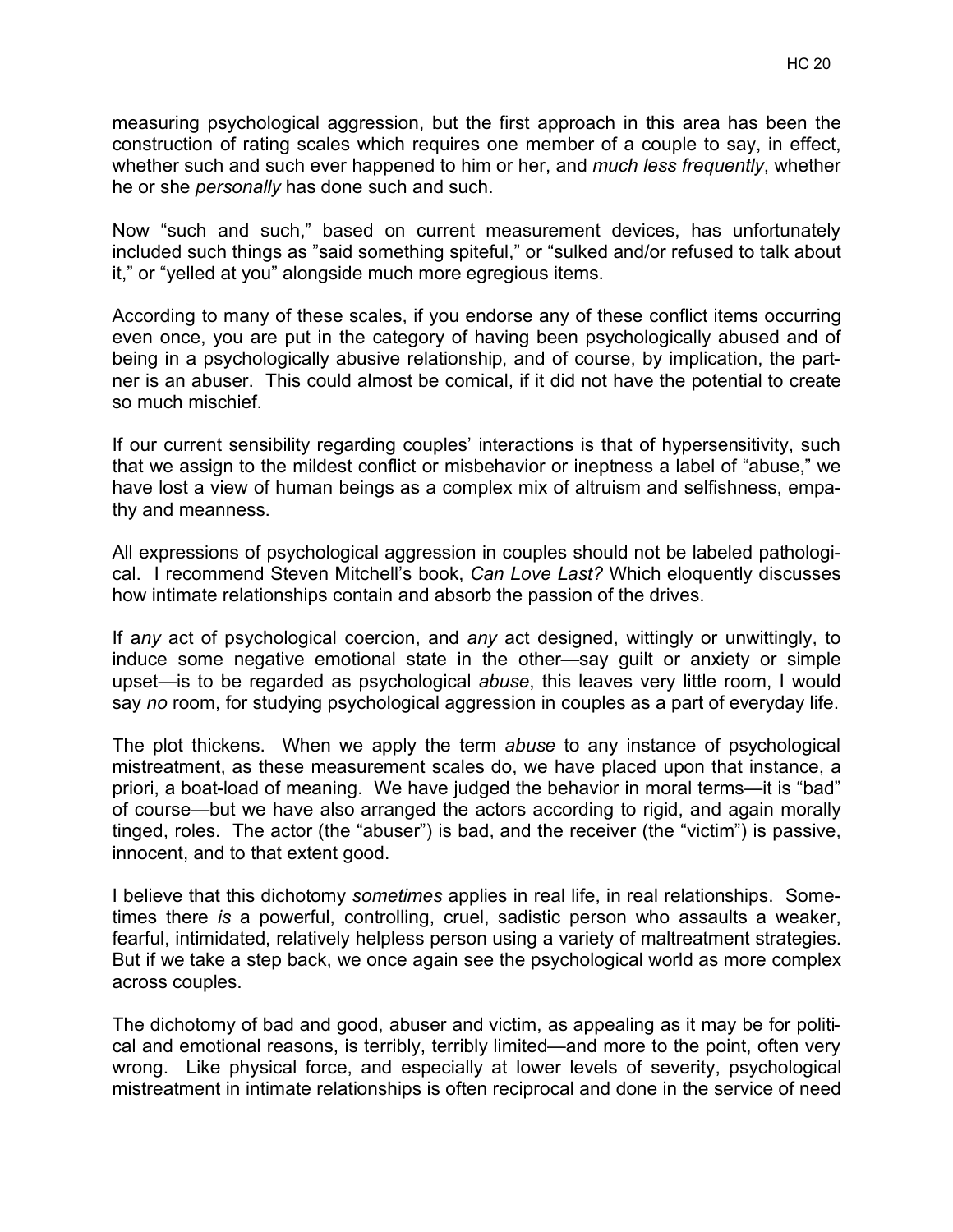measuring psychological aggression, but the first approach in this area has been the construction of rating scales which requires one member of a couple to say, in effect, whether such and such ever happened to him or her, and *much less frequently*, whether he or she *personally* has done such and such.

Now "such and such," based on current measurement devices, has unfortunately included such things as "said something spiteful," or "sulked and/or refused to talk about it," or "yelled at you" alongside much more egregious items.

According to many of these scales, if you endorse any of these conflict items occurring even once, you are put in the category of having been psychologically abused and of being in a psychologically abusive relationship, and of course, by implication, the partner is an abuser. This could almost be comical, if it did not have the potential to create so much mischief.

If our current sensibility regarding couples' interactions is that of hypersensitivity, such that we assign to the mildest conflict or misbehavior or ineptness a label of "abuse," we have lost a view of human beings as a complex mix of altruism and selfishness, empathy and meanness.

All expressions of psychological aggression in couples should not be labeled pathological. I recommend Steven Mitchell's book, *Can Love Last?* Which eloquently discusses how intimate relationships contain and absorb the passion of the drives.

If a*ny* act of psychological coercion, and *any* act designed, wittingly or unwittingly, to induce some negative emotional state in the other—say guilt or anxiety or simple upset—is to be regarded as psychological *abuse*, this leaves very little room, I would say *no* room, for studying psychological aggression in couples as a part of everyday life.

The plot thickens. When we apply the term *abuse* to any instance of psychological mistreatment, as these measurement scales do, we have placed upon that instance, a priori, a boat-load of meaning. We have judged the behavior in moral terms—it is "bad" of course—but we have also arranged the actors according to rigid, and again morally tinged, roles. The actor (the "abuser") is bad, and the receiver (the "victim") is passive, innocent, and to that extent good.

I believe that this dichotomy *sometimes* applies in real life, in real relationships. Sometimes there *is* a powerful, controlling, cruel, sadistic person who assaults a weaker, fearful, intimidated, relatively helpless person using a variety of maltreatment strategies. But if we take a step back, we once again see the psychological world as more complex across couples.

The dichotomy of bad and good, abuser and victim, as appealing as it may be for political and emotional reasons, is terribly, terribly limited—and more to the point, often very wrong. Like physical force, and especially at lower levels of severity, psychological mistreatment in intimate relationships is often reciprocal and done in the service of need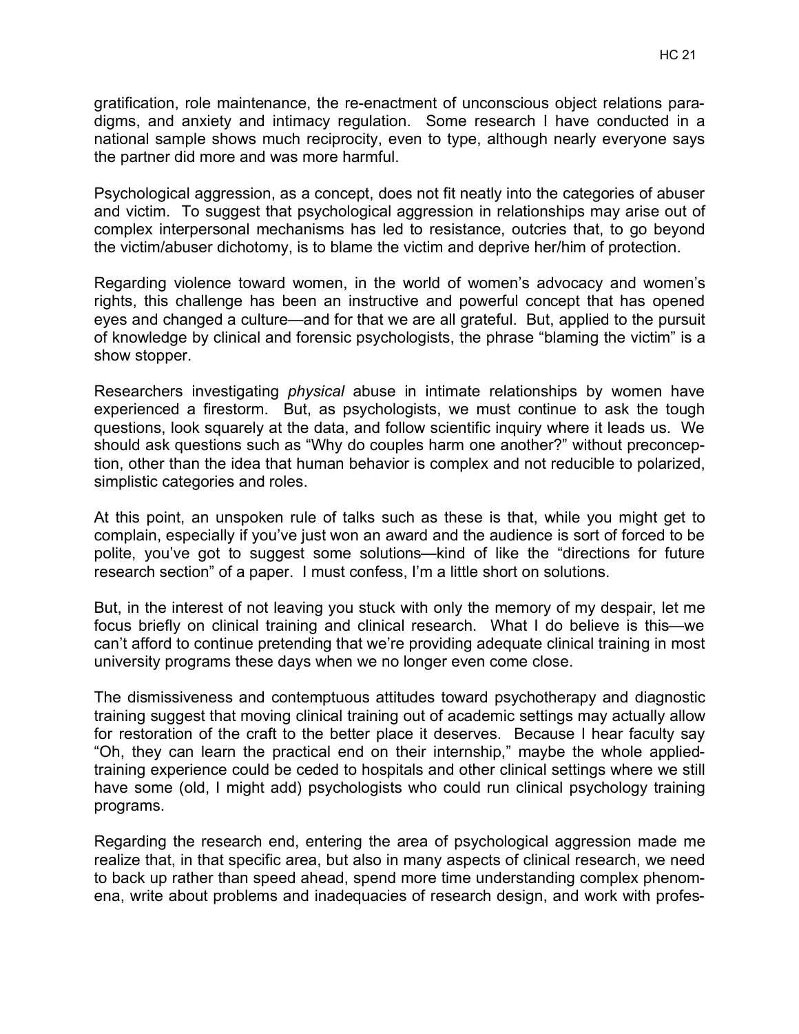gratification, role maintenance, the re-enactment of unconscious object relations paradigms, and anxiety and intimacy regulation. Some research I have conducted in a national sample shows much reciprocity, even to type, although nearly everyone says the partner did more and was more harmful.

Psychological aggression, as a concept, does not fit neatly into the categories of abuser and victim. To suggest that psychological aggression in relationships may arise out of complex interpersonal mechanisms has led to resistance, outcries that, to go beyond the victim/abuser dichotomy, is to blame the victim and deprive her/him of protection.

Regarding violence toward women, in the world of women's advocacy and women's rights, this challenge has been an instructive and powerful concept that has opened eyes and changed a culture—and for that we are all grateful. But, applied to the pursuit of knowledge by clinical and forensic psychologists, the phrase "blaming the victim" is a show stopper.

Researchers investigating *physical* abuse in intimate relationships by women have experienced a firestorm. But, as psychologists, we must continue to ask the tough questions, look squarely at the data, and follow scientific inquiry where it leads us. We should ask questions such as "Why do couples harm one another?" without preconception, other than the idea that human behavior is complex and not reducible to polarized, simplistic categories and roles.

At this point, an unspoken rule of talks such as these is that, while you might get to complain, especially if you've just won an award and the audience is sort of forced to be polite, you've got to suggest some solutions—kind of like the "directions for future research section" of a paper. I must confess, I'm a little short on solutions.

But, in the interest of not leaving you stuck with only the memory of my despair, let me focus briefly on clinical training and clinical research. What I do believe is this—we can't afford to continue pretending that we're providing adequate clinical training in most university programs these days when we no longer even come close.

The dismissiveness and contemptuous attitudes toward psychotherapy and diagnostic training suggest that moving clinical training out of academic settings may actually allow for restoration of the craft to the better place it deserves. Because I hear faculty say "Oh, they can learn the practical end on their internship," maybe the whole applied-training experience could be ceded to hospitals and other clinical settings where we still have some (old, I might add) psychologists who could run clinical psychology training programs.

Regarding the research end, entering the area of psychological aggression made me realize that, in that specific area, but also in many aspects of clinical research, we need to back up rather than speed ahead, spend more time understanding complex phenomena, write about problems and inadequacies of research design, and work with profes-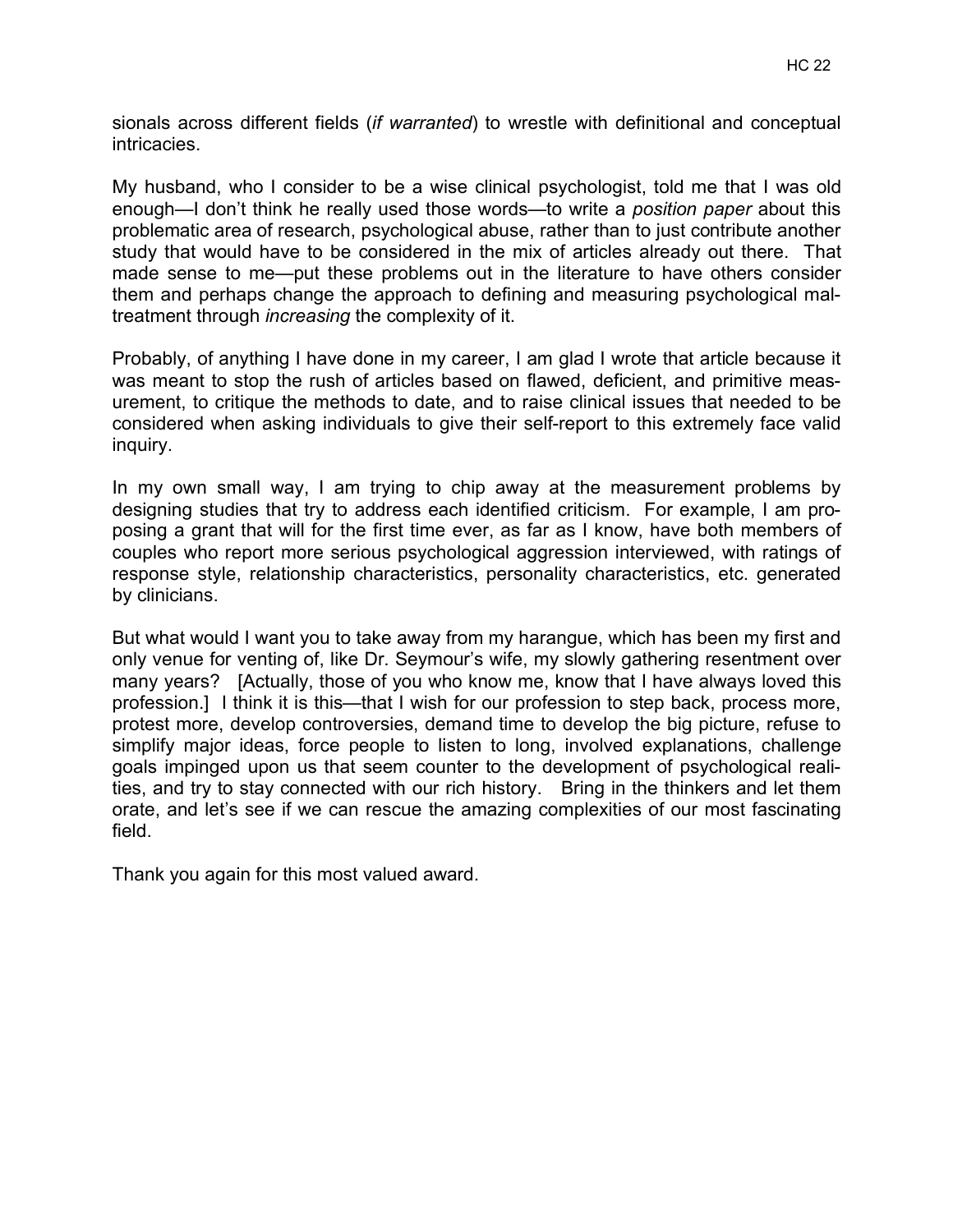sionals across different fields (*if warranted*) to wrestle with definitional and conceptual intricacies.

My husband, who I consider to be a wise clinical psychologist, told me that I was old enough—I don't think he really used those words—to write a *position paper* about this problematic area of research, psychological abuse, rather than to just contribute another study that would have to be considered in the mix of articles already out there. That made sense to me—put these problems out in the literature to have others consider them and perhaps change the approach to defining and measuring psychological maltreatment through *increasing* the complexity of it.

Probably, of anything I have done in my career, I am glad I wrote that article because it was meant to stop the rush of articles based on flawed, deficient, and primitive measurement, to critique the methods to date, and to raise clinical issues that needed to be considered when asking individuals to give their self-report to this extremely face valid inquiry.

In my own small way, I am trying to chip away at the measurement problems by designing studies that try to address each identified criticism. For example, I am proposing a grant that will for the first time ever, as far as I know, have both members of couples who report more serious psychological aggression interviewed, with ratings of response style, relationship characteristics, personality characteristics, etc. generated by clinicians.

But what would I want you to take away from my harangue, which has been my first and only venue for venting of, like Dr. Seymour's wife, my slowly gathering resentment over many years? [Actually, those of you who know me, know that I have always loved this profession.] I think it is this—that I wish for our profession to step back, process more, protest more, develop controversies, demand time to develop the big picture, refuse to simplify major ideas, force people to listen to long, involved explanations, challenge goals impinged upon us that seem counter to the development of psychological realities, and try to stay connected with our rich history. Bring in the thinkers and let them orate, and let's see if we can rescue the amazing complexities of our most fascinating field.

Thank you again for this most valued award.